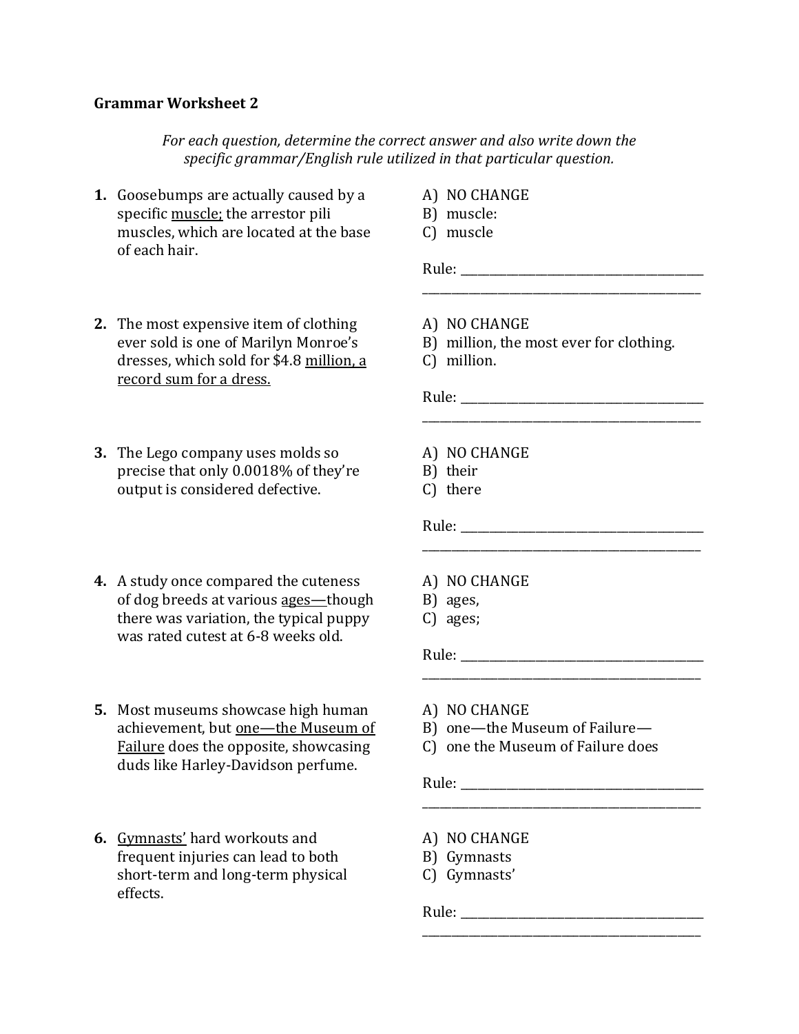**Grammar Worksheet 2**

*For each question, determine the correct answer and also write down the specific grammar/English rule utilized in that particular question.*

**1.** Goosebumps are actually caused by a specific <u>muscle;</u> the arrestor pili muscles, which are located at the base of each hair.

A) NO CHANGE
B) muscle:
C) muscle

Rule: ________________________________________
________________________________________

**2.** The most expensive item of clothing ever sold is one of Marilyn Monroe's dresses, which sold for $4.8 <u>million, a record sum for a dress.</u>

A) NO CHANGE
B) million, the most ever for clothing.
C) million.

Rule: ________________________________________
________________________________________

**3.** The Lego company uses molds so precise that only 0.0018% of they're output is considered defective.

A) NO CHANGE
B) their
C) there

Rule: ________________________________________
________________________________________

**4.** A study once compared the cuteness of dog breeds at various <u>ages—</u>though there was variation, the typical puppy was rated cutest at 6-8 weeks old.

A) NO CHANGE
B) ages,
C) ages;

Rule: ________________________________________
________________________________________

**5.** Most museums showcase high human achievement, but <u>one—the Museum of Failure</u> does the opposite, showcasing duds like Harley-Davidson perfume.

A) NO CHANGE
B) one—the Museum of Failure—
C) one the Museum of Failure does

Rule: ________________________________________
________________________________________

**6.** <u>Gymnasts'</u> hard workouts and frequent injuries can lead to both short-term and long-term physical effects.

A) NO CHANGE
B) Gymnasts
C) Gymnasts'

Rule: ________________________________________
________________________________________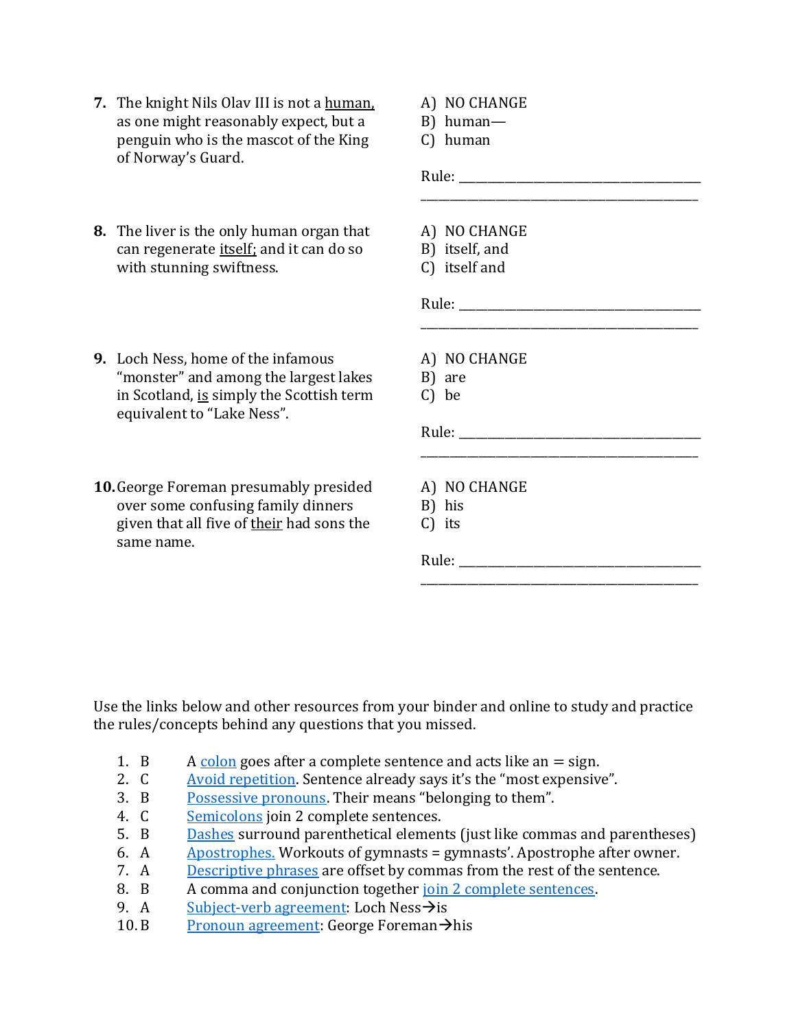**7.** The knight Nils Olav III is not a <u>human,</u> as one might reasonably expect, but a penguin who is the mascot of the King of Norway's Guard.

A) NO CHANGE
B) human—
C) human

Rule: ______________________________________
______________________________________________

**8.** The liver is the only human organ that can regenerate <u>itself;</u> and it can do so with stunning swiftness.

A) NO CHANGE
B) itself, and
C) itself and

Rule: ______________________________________
______________________________________________

**9.** Loch Ness, home of the infamous "monster" and among the largest lakes in Scotland, <u>is</u> simply the Scottish term equivalent to "Lake Ness".

A) NO CHANGE
B) are
C) be

Rule: ______________________________________
______________________________________________

**10.** George Foreman presumably presided over some confusing family dinners given that all five of <u>their</u> had sons the same name.

A) NO CHANGE
B) his
C) its

Rule: ______________________________________
______________________________________________

Use the links below and other resources from your binder and online to study and practice the rules/concepts behind any questions that you missed.

1. B — A colon goes after a complete sentence and acts like an = sign.
2. C — Avoid repetition. Sentence already says it's the "most expensive".
3. B — Possessive pronouns. Their means "belonging to them".
4. C — Semicolons join 2 complete sentences.
5. B — Dashes surround parenthetical elements (just like commas and parentheses)
6. A — Apostrophes. Workouts of gymnasts = gymnasts'. Apostrophe after owner.
7. A — Descriptive phrases are offset by commas from the rest of the sentence.
8. B — A comma and conjunction together join 2 complete sentences.
9. A — Subject-verb agreement: Loch Ness→is
10. B — Pronoun agreement: George Foreman→his